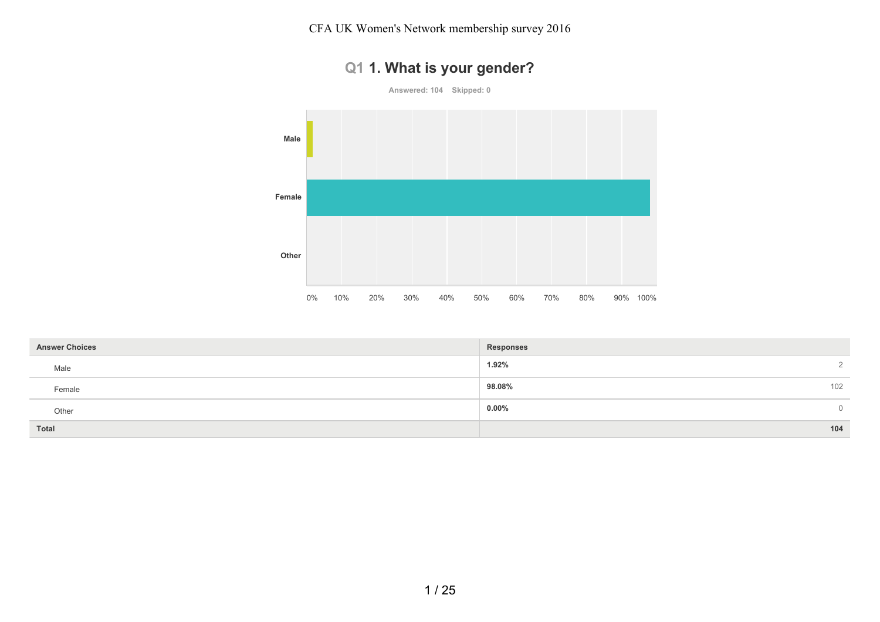# CFA UK Women's Network membership survey 2016

## Q1 1. What is your gender?

Answered: 104 Skipped: 0

| Answer Choices | Responses | |
|---|---|---|
| Male | 1.92% | 2 |
| Female | 98.08% | 102 |
| Other | 0.00% | 0 |
| **Total** | | **104** |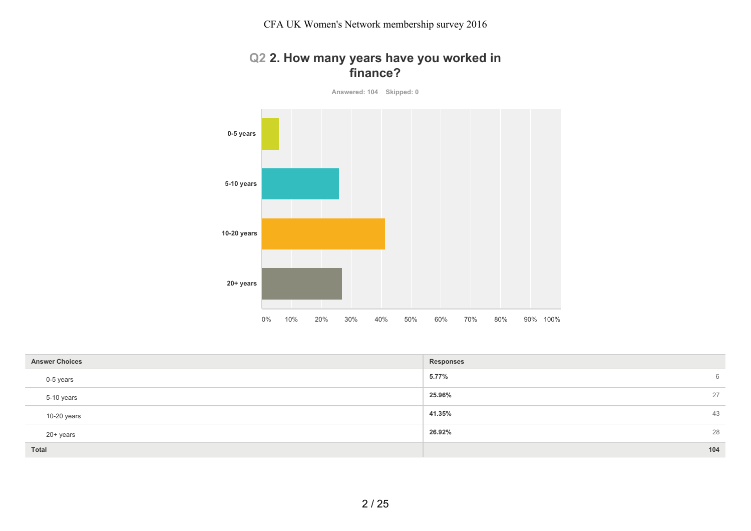# CFA UK Women's Network membership survey 2016

## Q2 2. How many years have you worked in finance?

Answered: 104 Skipped: 0

| Answer Choices | Responses | |
|---|---|---|
| 0-5 years | 5.77% | 6 |
| 5-10 years | 25.96% | 27 |
| 10-20 years | 41.35% | 43 |
| 20+ years | 26.92% | 28 |
| **Total** | | **104** |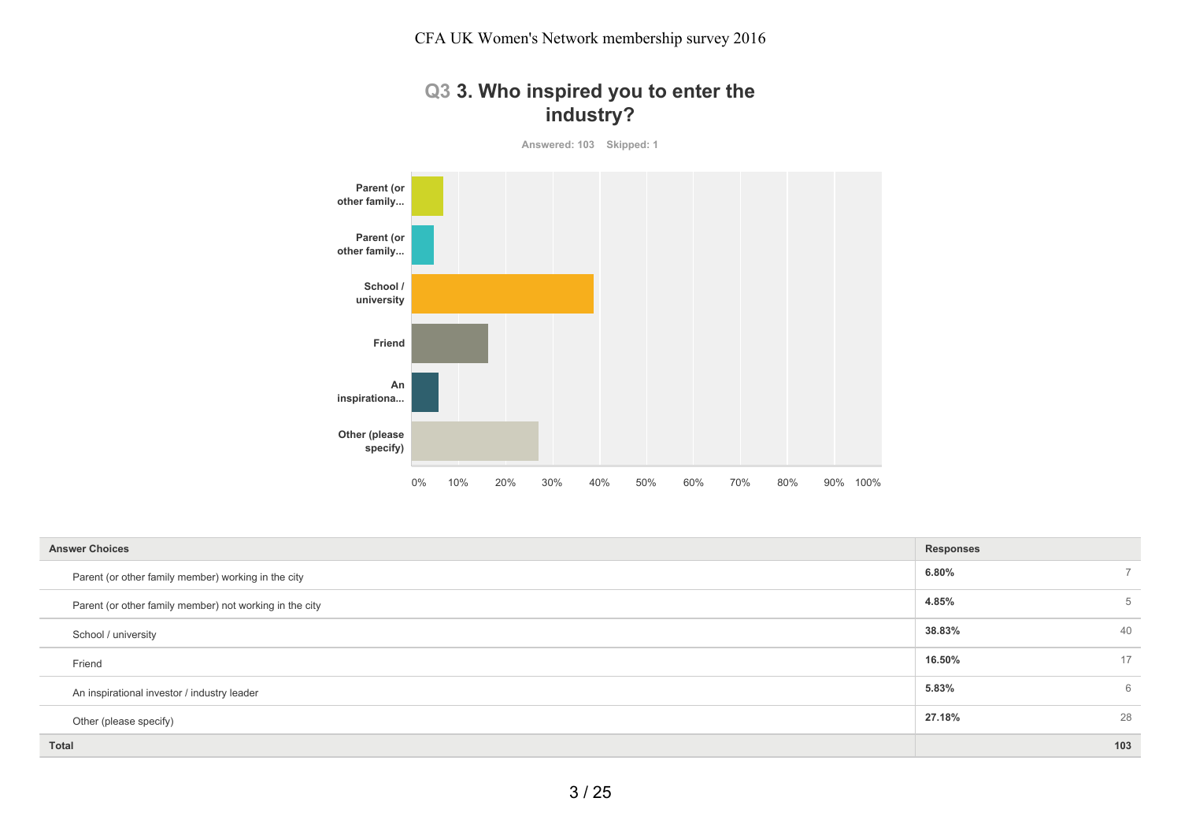CFA UK Women's Network membership survey 2016

## Q3 3. Who inspired you to enter the industry?

Answered: 103 Skipped: 1

| Answer Choices | Responses | |
|---|---|---|
| Parent (or other family member) working in the city | 6.80% | 7 |
| Parent (or other family member) not working in the city | 4.85% | 5 |
| School / university | 38.83% | 40 |
| Friend | 16.50% | 17 |
| An inspirational investor / industry leader | 5.83% | 6 |
| Other (please specify) | 27.18% | 28 |
| **Total** | | **103** |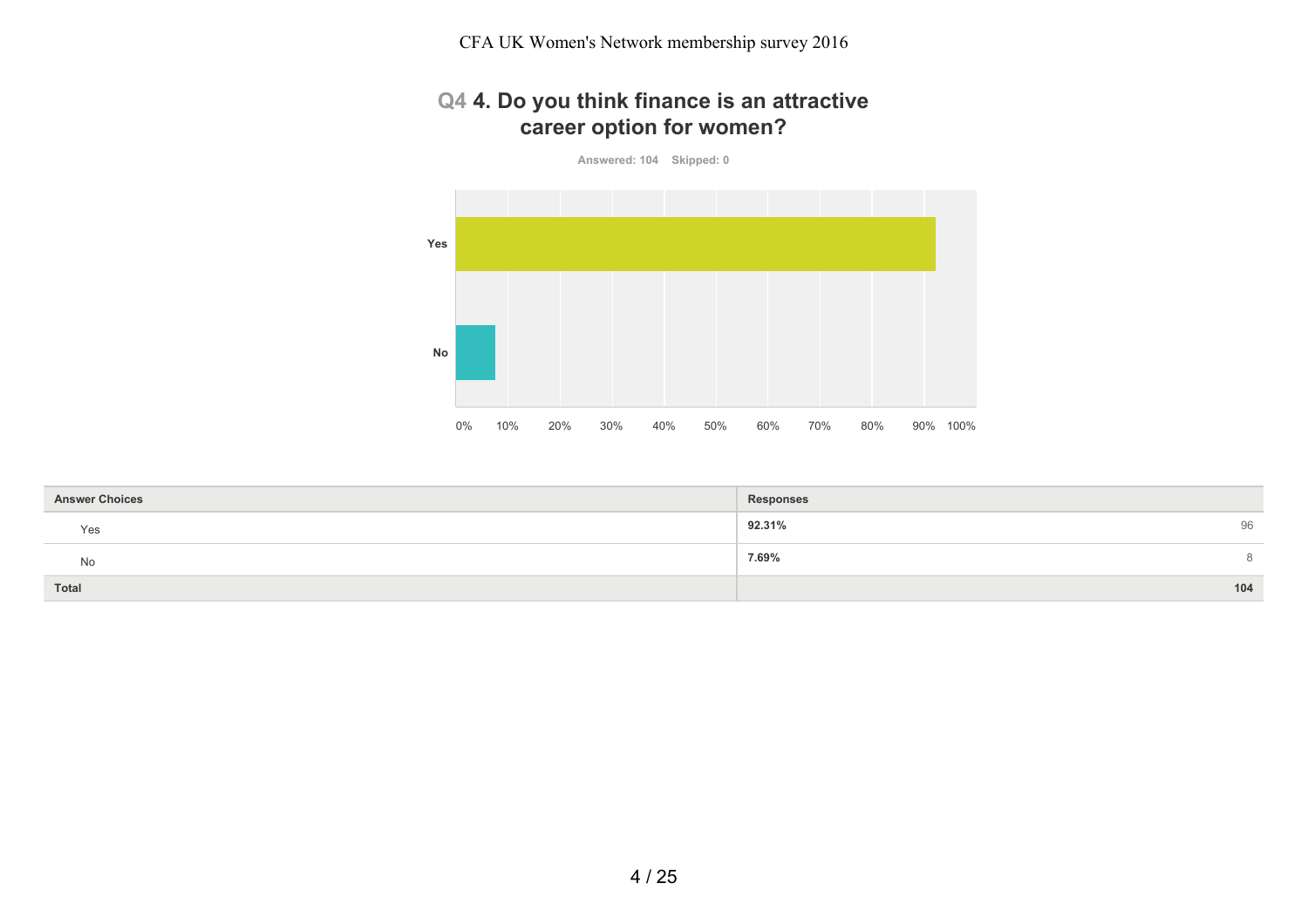## Q4 4. Do you think finance is an attractive career option for women?

Answered: 104 Skipped: 0

| Answer Choices | Responses | |
|---|---|---|
| Yes | **92.31%** | 96 |
| No | **7.69%** | 8 |
| **Total** | | **104** |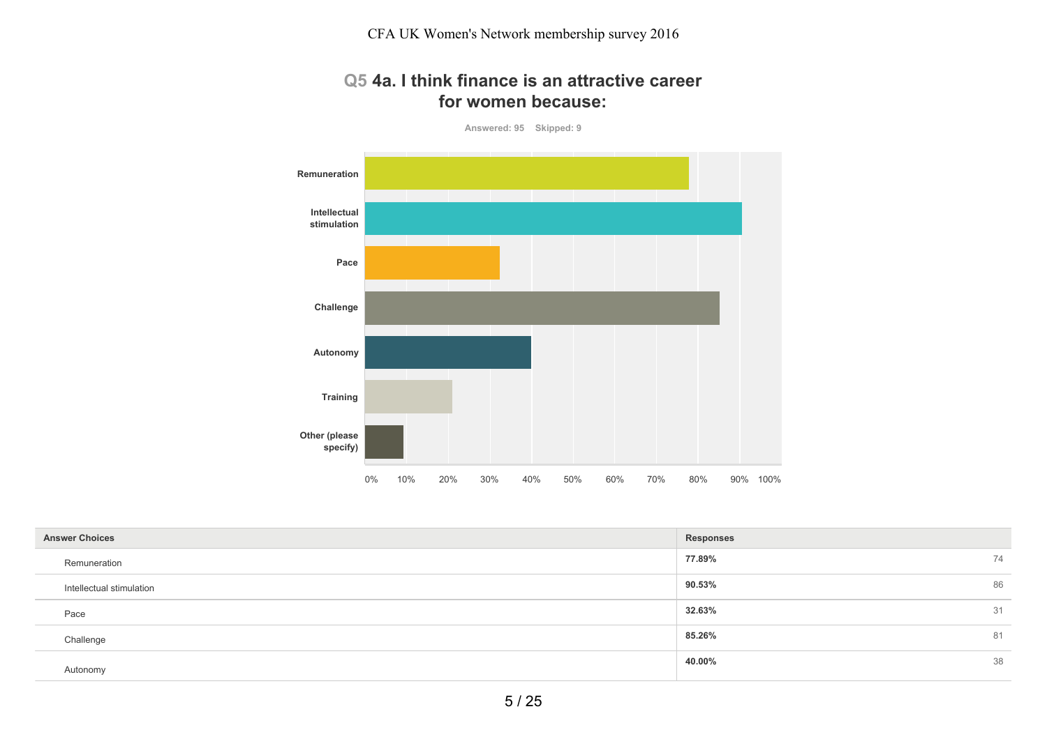# Q5 4a. I think finance is an attractive career for women because:

Answered: 95 Skipped: 9

| Answer Choices | Responses | |
|---|---|---|
| Remuneration | 77.89% | 74 |
| Intellectual stimulation | 90.53% | 86 |
| Pace | 32.63% | 31 |
| Challenge | 85.26% | 81 |
| Autonomy | 40.00% | 38 |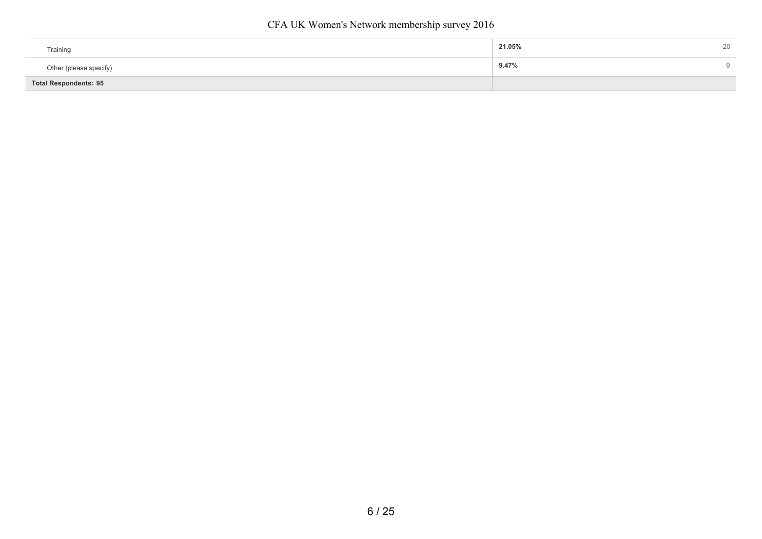| | | |
|---|---|---|
| Training | **21.05%** | 20 |
| Other (please specify) | **9.47%** | 9 |
| **Total Respondents: 95** | | |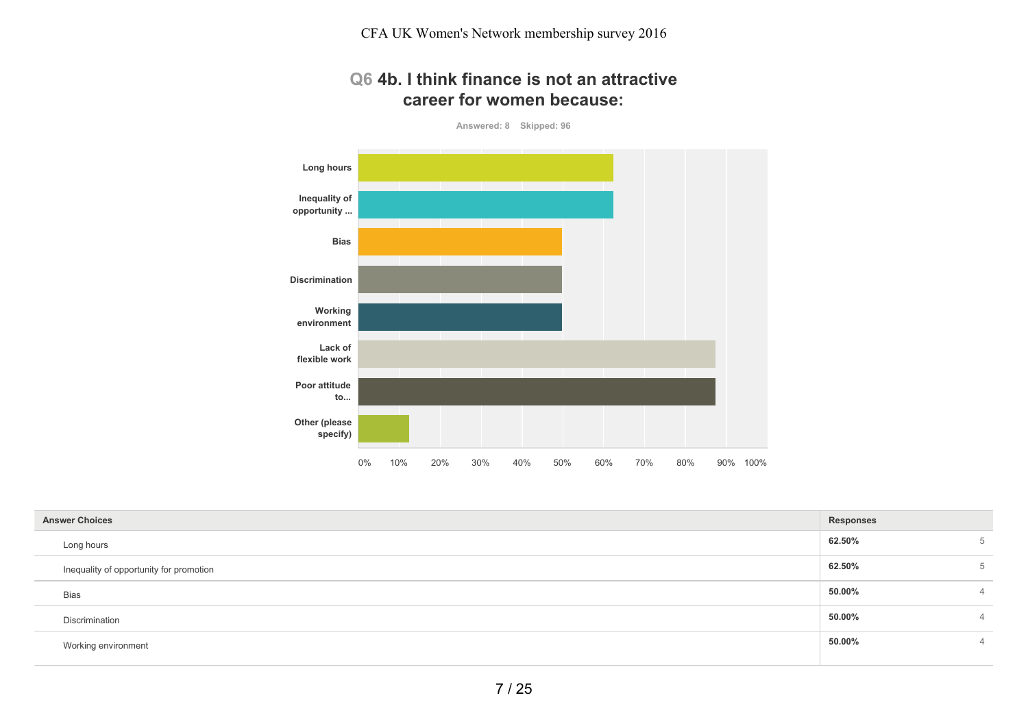CFA UK Women's Network membership survey 2016

## Q6 4b. I think finance is not an attractive career for women because:

Answered: 8 Skipped: 96

| Answer Choices | Responses | |
|---|---|---|
| Long hours | 62.50% | 5 |
| Inequality of opportunity for promotion | 62.50% | 5 |
| Bias | 50.00% | 4 |
| Discrimination | 50.00% | 4 |
| Working environment | 50.00% | 4 |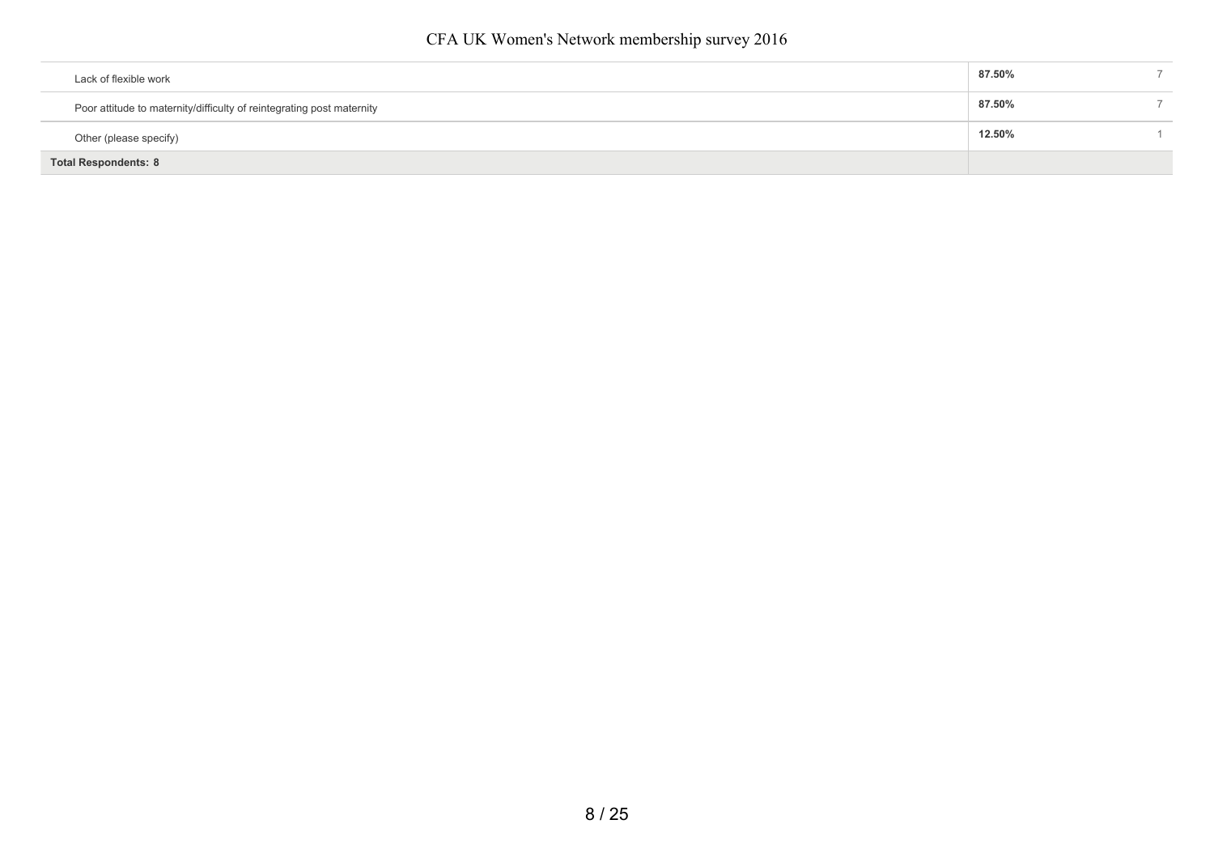| | | |
|---|---|---|
| Lack of flexible work | **87.50%** | 7 |
| Poor attitude to maternity/difficulty of reintegrating post maternity | **87.50%** | 7 |
| Other (please specify) | **12.50%** | 1 |
| **Total Respondents: 8** | | |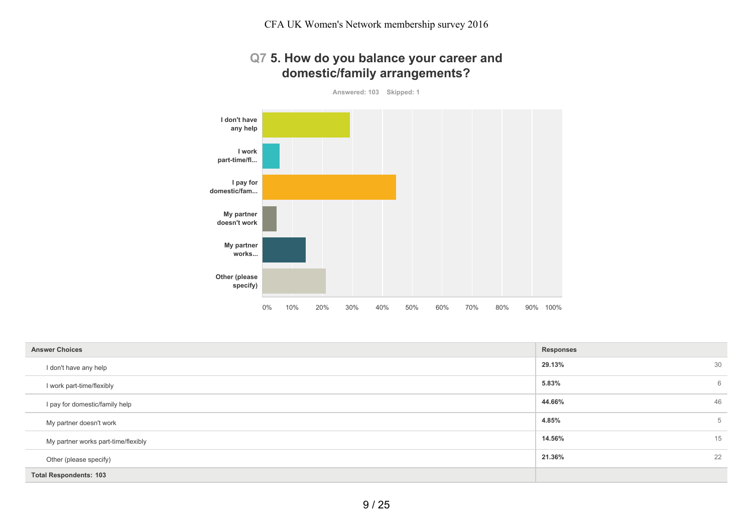CFA UK Women's Network membership survey 2016

## Q7 5. How do you balance your career and domestic/family arrangements?

Answered: 103 Skipped: 1

| Answer Choices | Responses | |
|---|---|---|
| I don't have any help | 29.13% | 30 |
| I work part-time/flexibly | 5.83% | 6 |
| I pay for domestic/family help | 44.66% | 46 |
| My partner doesn't work | 4.85% | 5 |
| My partner works part-time/flexibly | 14.56% | 15 |
| Other (please specify) | 21.36% | 22 |
| **Total Respondents: 103** | | |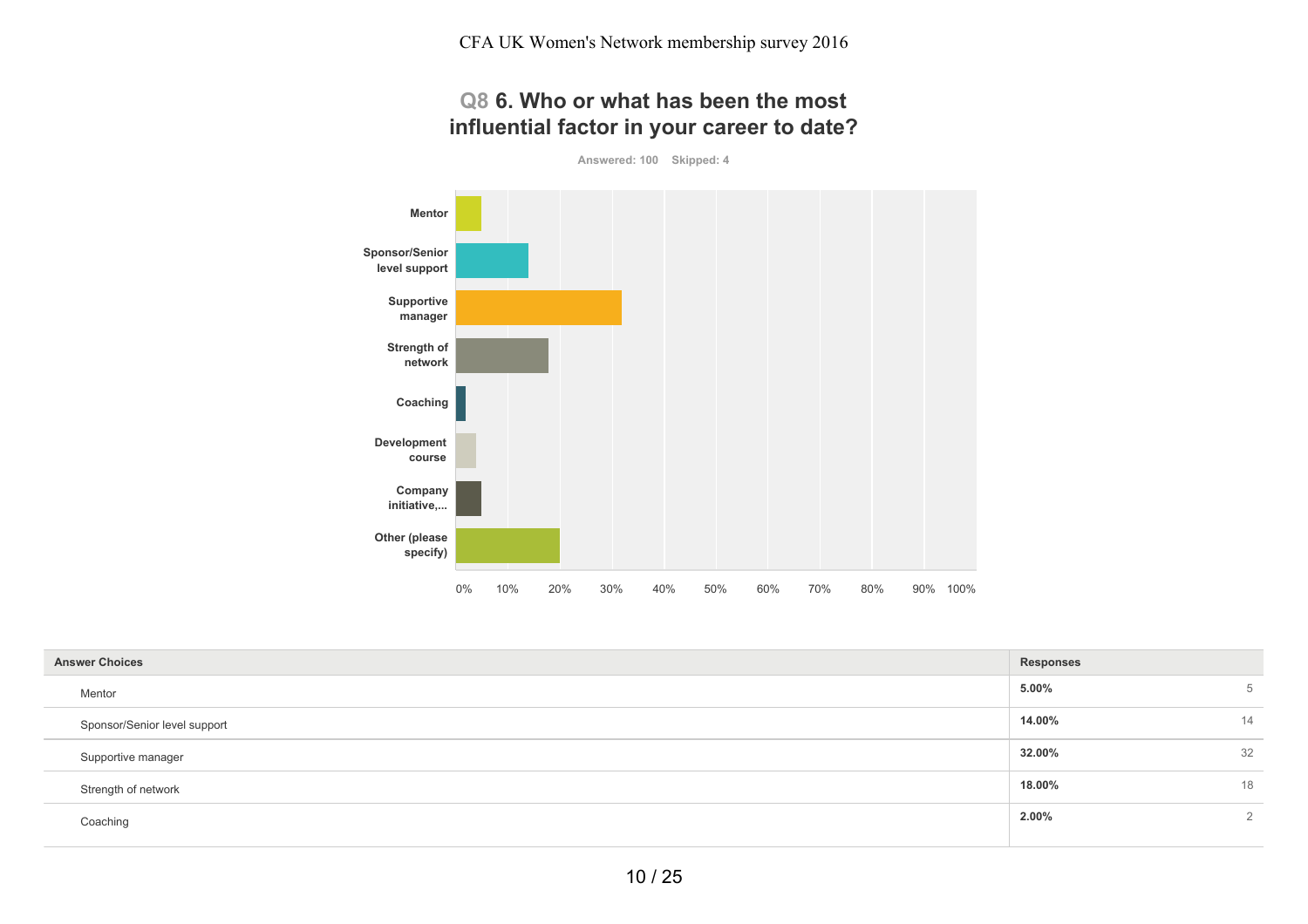# Q8 6. Who or what has been the most influential factor in your career to date?

Answered: 100    Skipped: 4

| Answer Choices | Responses | |
|---|---|---|
| Mentor | 5.00% | 5 |
| Sponsor/Senior level support | 14.00% | 14 |
| Supportive manager | 32.00% | 32 |
| Strength of network | 18.00% | 18 |
| Coaching | 2.00% | 2 |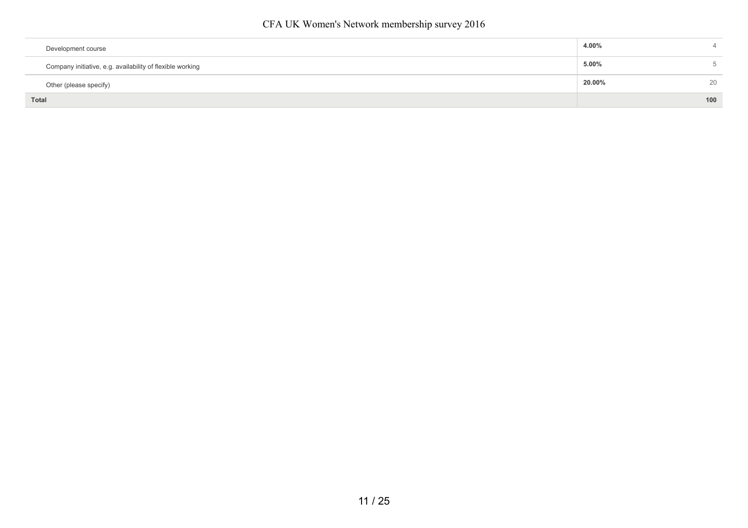| | | |
|---|---|---|
| Development course | **4.00%** | 4 |
| Company initiative, e.g. availability of flexible working | **5.00%** | 5 |
| Other (please specify) | **20.00%** | 20 |
| **Total** | | **100** |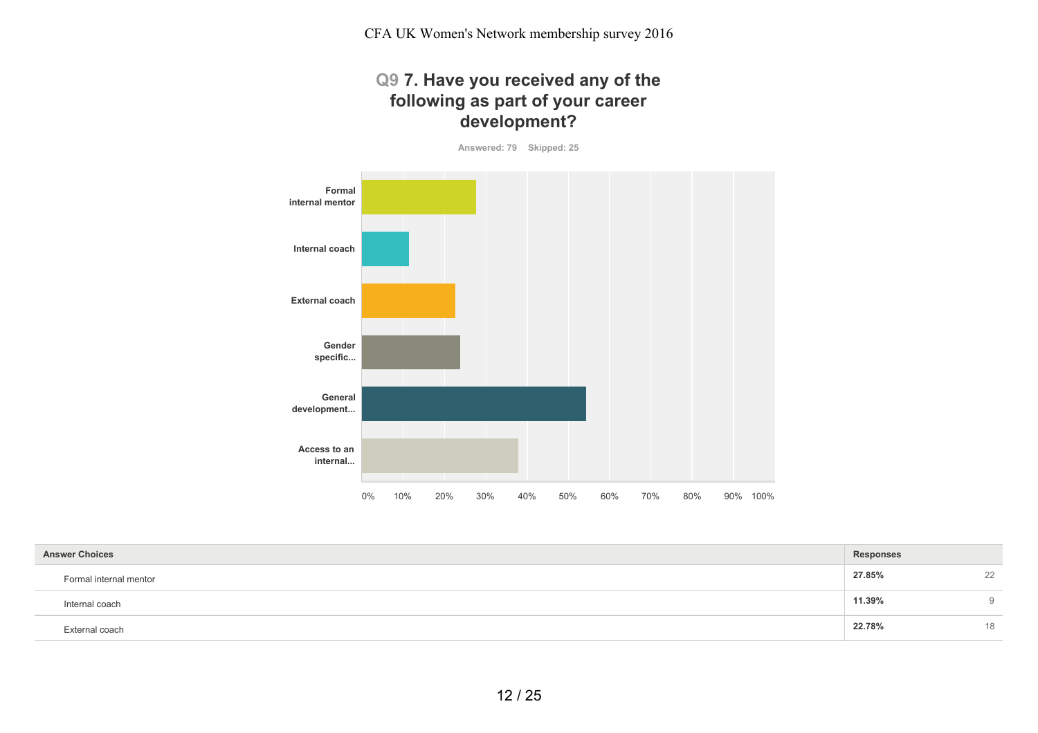CFA UK Women's Network membership survey 2016

## Q9 7. Have you received any of the following as part of your career development?

Answered: 79 Skipped: 25

Formal internal mentor

Internal coach

External coach

Gender specific...

General development...

Access to an internal...

0% 10% 20% 30% 40% 50% 60% 70% 80% 90% 100%

| Answer Choices | Responses | |
|---|---|---|
| Formal internal mentor | **27.85%** | 22 |
| Internal coach | **11.39%** | 9 |
| External coach | **22.78%** | 18 |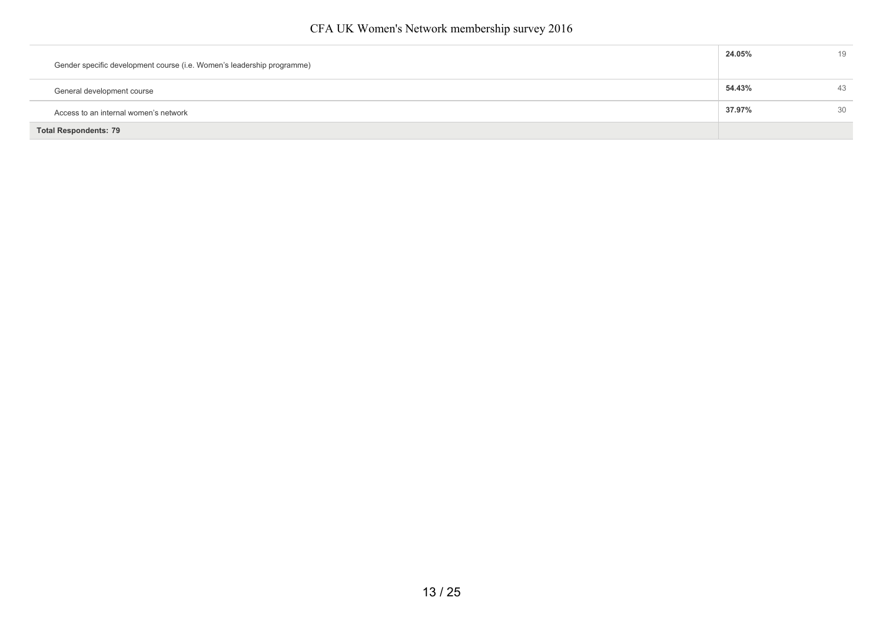| Answer Choices | Responses | |
|---|---|---|
| Gender specific development course (i.e. Women's leadership programme) | **24.05%** | 19 |
| General development course | **54.43%** | 43 |
| Access to an internal women's network | **37.97%** | 30 |
| **Total Respondents: 79** | | |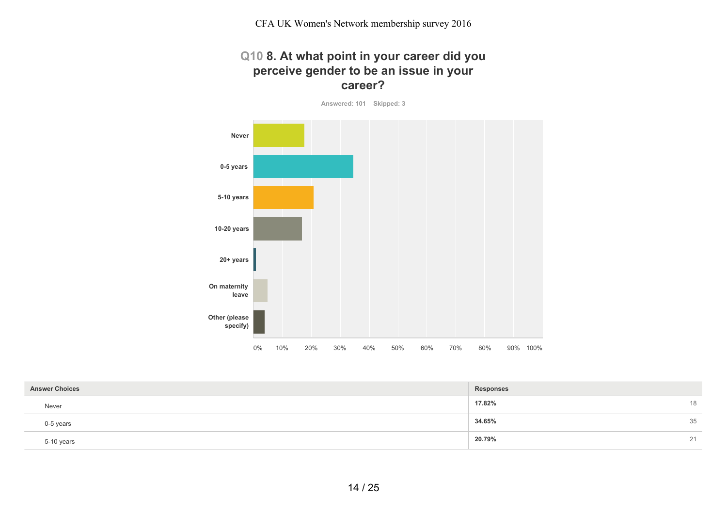CFA UK Women's Network membership survey 2016

## Q10 8. At what point in your career did you perceive gender to be an issue in your career?

Answered: 101 Skipped: 3

Never

0-5 years

5-10 years

10-20 years

20+ years

On maternity leave

Other (please specify)

0% 10% 20% 30% 40% 50% 60% 70% 80% 90% 100%

| Answer Choices | Responses | |
|---|---|---|
| Never | 17.82% | 18 |
| 0-5 years | 34.65% | 35 |
| 5-10 years | 20.79% | 21 |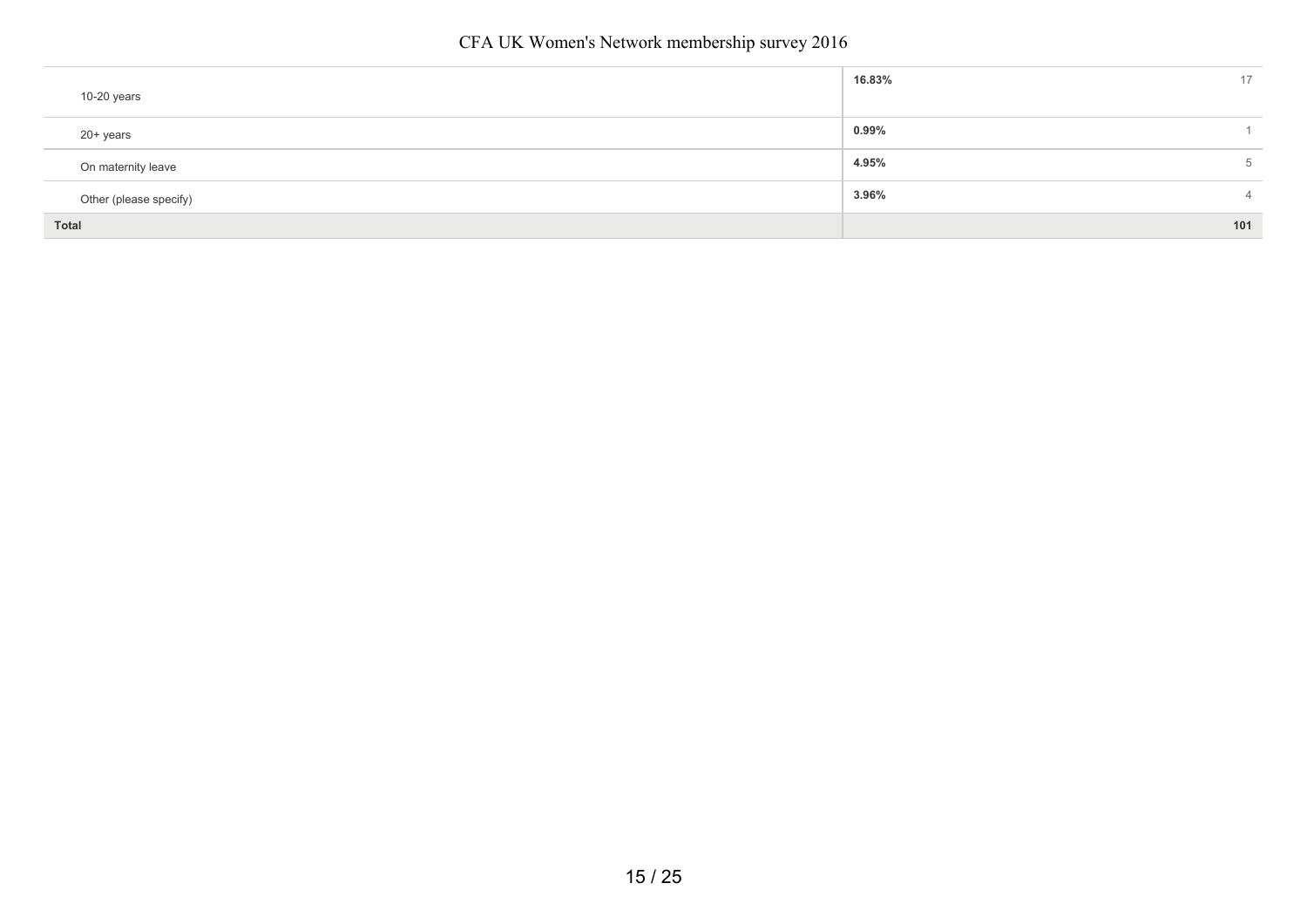| | | |
|---|---|---|
| 10-20 years | 16.83% | 17 |
| 20+ years | 0.99% | 1 |
| On maternity leave | 4.95% | 5 |
| Other (please specify) | 3.96% | 4 |
| **Total** | | **101** |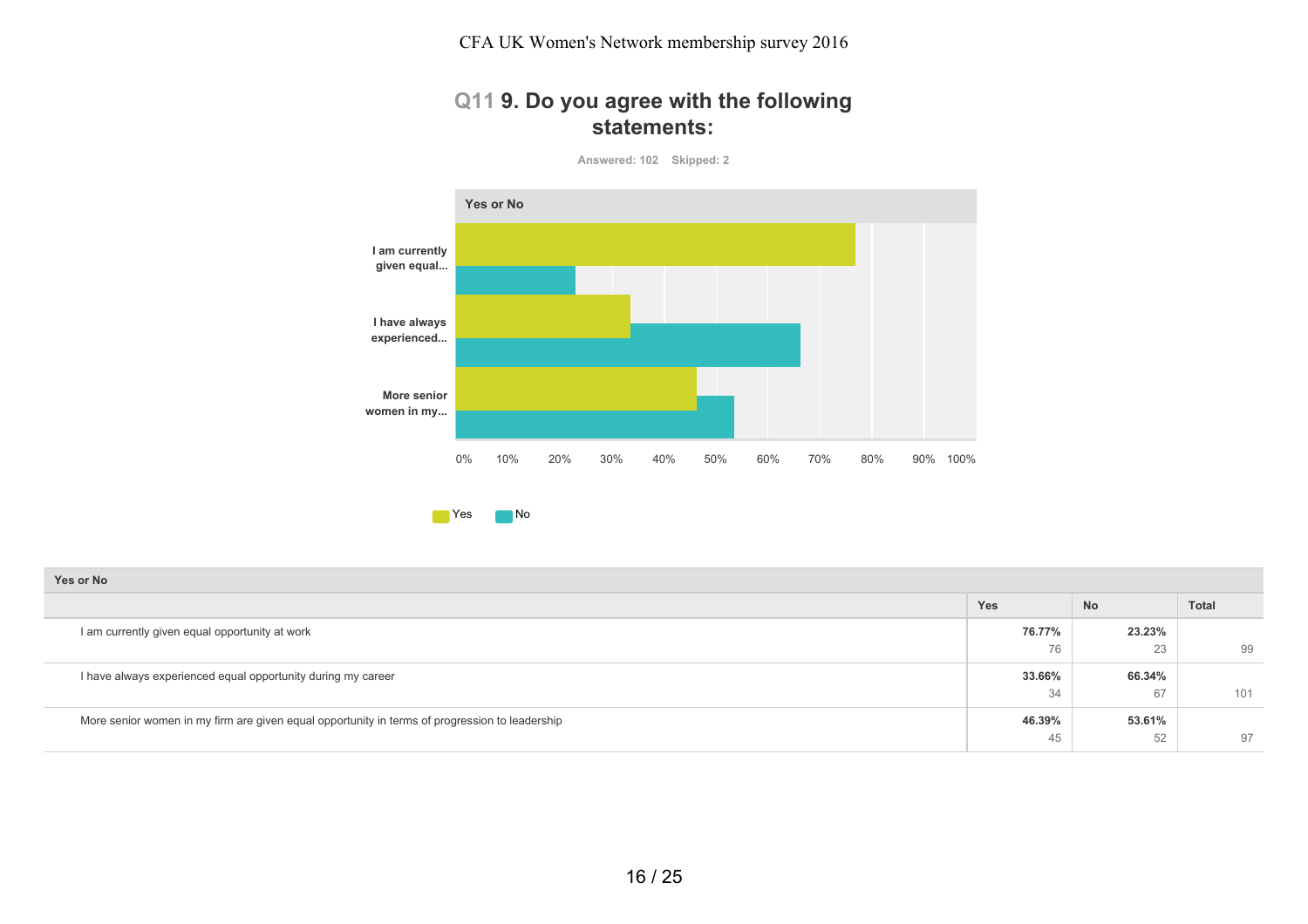CFA UK Women's Network membership survey 2016

## Q11 9. Do you agree with the following statements:

Answered: 102 Skipped: 2

Yes or No

| Yes or No | Yes | No | Total |
|---|---|---|---|
| I am currently given equal opportunity at work | 76.77% 76 | 23.23% 23 | 99 |
| I have always experienced equal opportunity during my career | 33.66% 34 | 66.34% 67 | 101 |
| More senior women in my firm are given equal opportunity in terms of progression to leadership | 46.39% 45 | 53.61% 52 | 97 |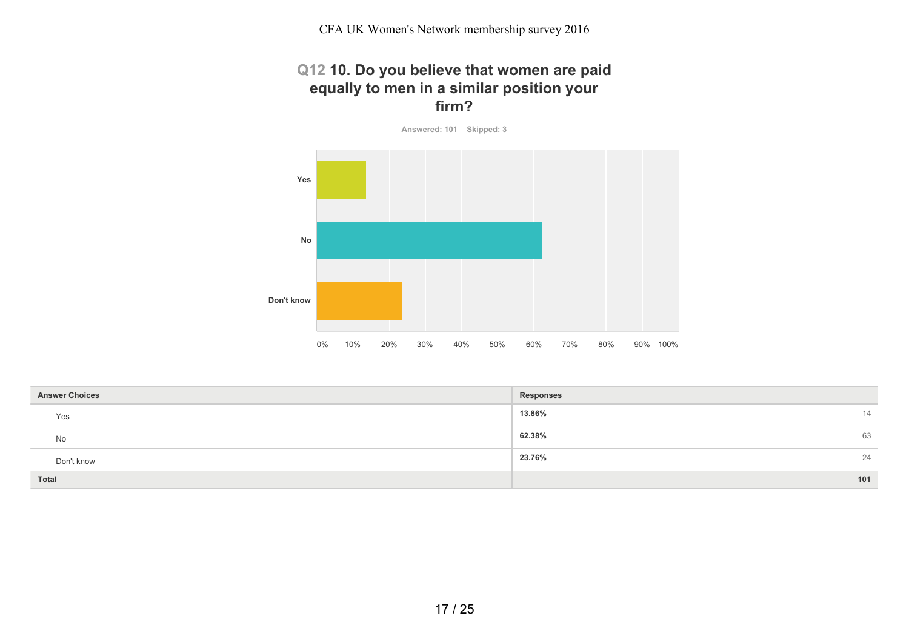## Q12 10. Do you believe that women are paid equally to men in a similar position your firm?

Answered: 101 Skipped: 3

| Answer Choices | Responses | |
|---|---|---|
| Yes | 13.86% | 14 |
| No | 62.38% | 63 |
| Don't know | 23.76% | 24 |
| **Total** | | **101** |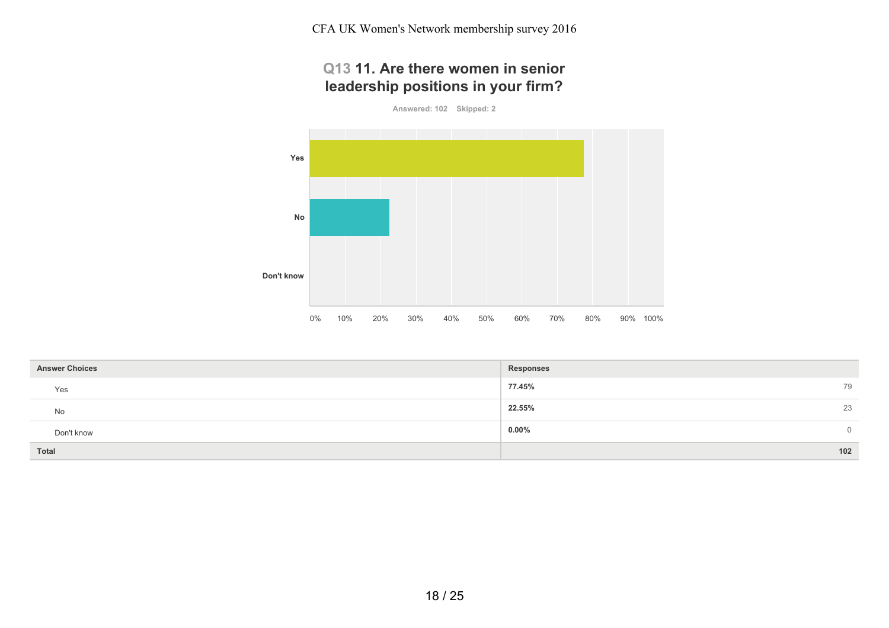# Q13 11. Are there women in senior leadership positions in your firm?

Answered: 102 Skipped: 2

| Answer Choices | Responses | |
|---|---|---|
| Yes | **77.45%** | 79 |
| No | **22.55%** | 23 |
| Don't know | **0.00%** | 0 |
| **Total** | | **102** |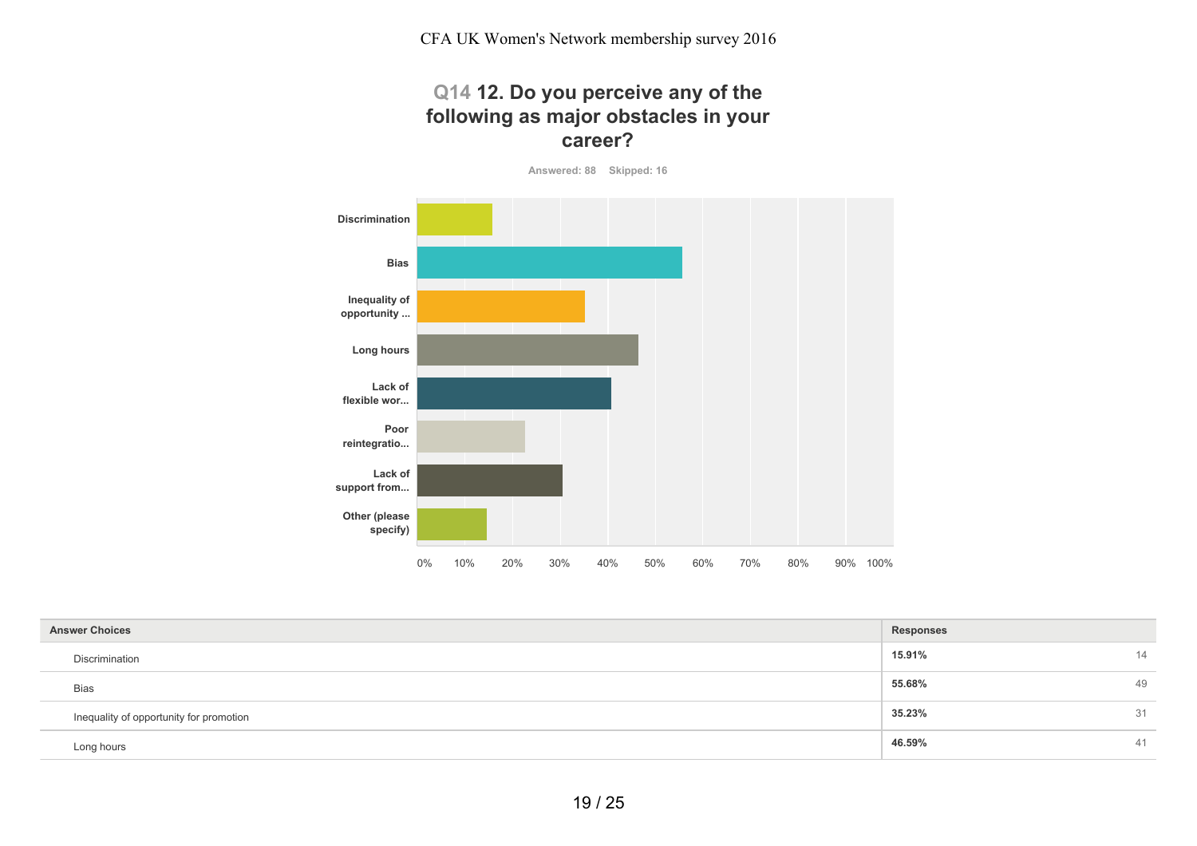CFA UK Women's Network membership survey 2016

## Q14 12. Do you perceive any of the following as major obstacles in your career?

Answered: 88 Skipped: 16

Discrimination

Bias

Inequality of opportunity ...

Long hours

Lack of flexible wor...

Poor reintegratio...

Lack of support from...

Other (please specify)

0% 10% 20% 30% 40% 50% 60% 70% 80% 90% 100%

| Answer Choices | Responses | |
|---|---|---|
| Discrimination | 15.91% | 14 |
| Bias | 55.68% | 49 |
| Inequality of opportunity for promotion | 35.23% | 31 |
| Long hours | 46.59% | 41 |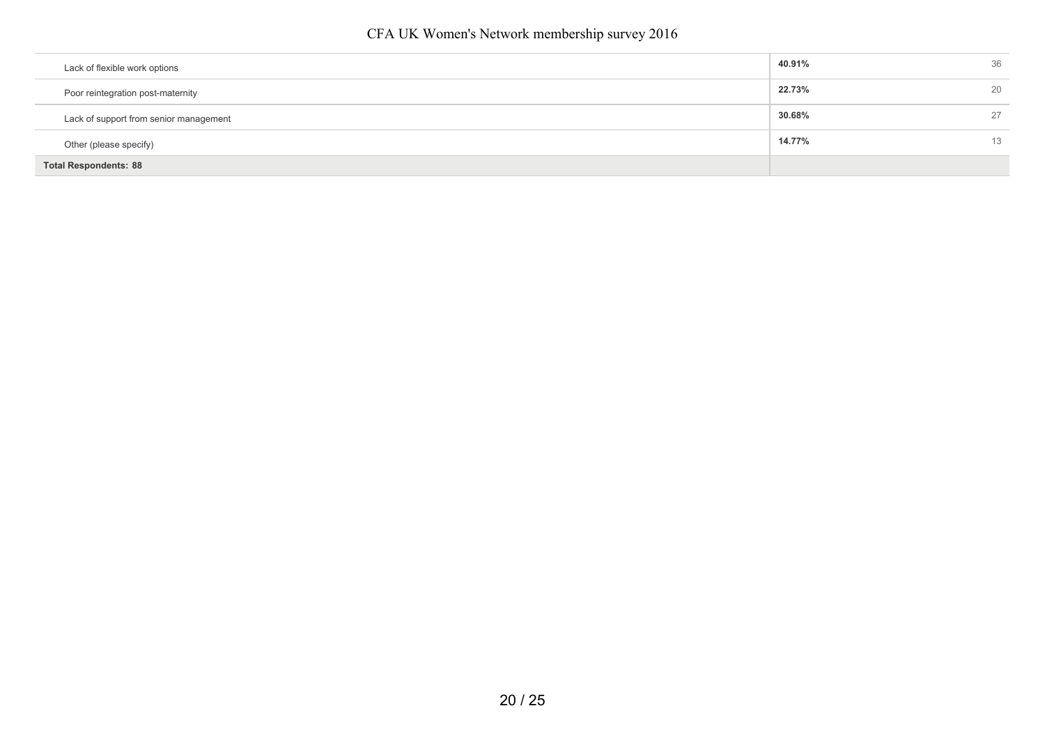| | | |
|---|---|---|
| Lack of flexible work options | **40.91%** | 36 |
| Poor reintegration post-maternity | **22.73%** | 20 |
| Lack of support from senior management | **30.68%** | 27 |
| Other (please specify) | **14.77%** | 13 |
| **Total Respondents: 88** | | |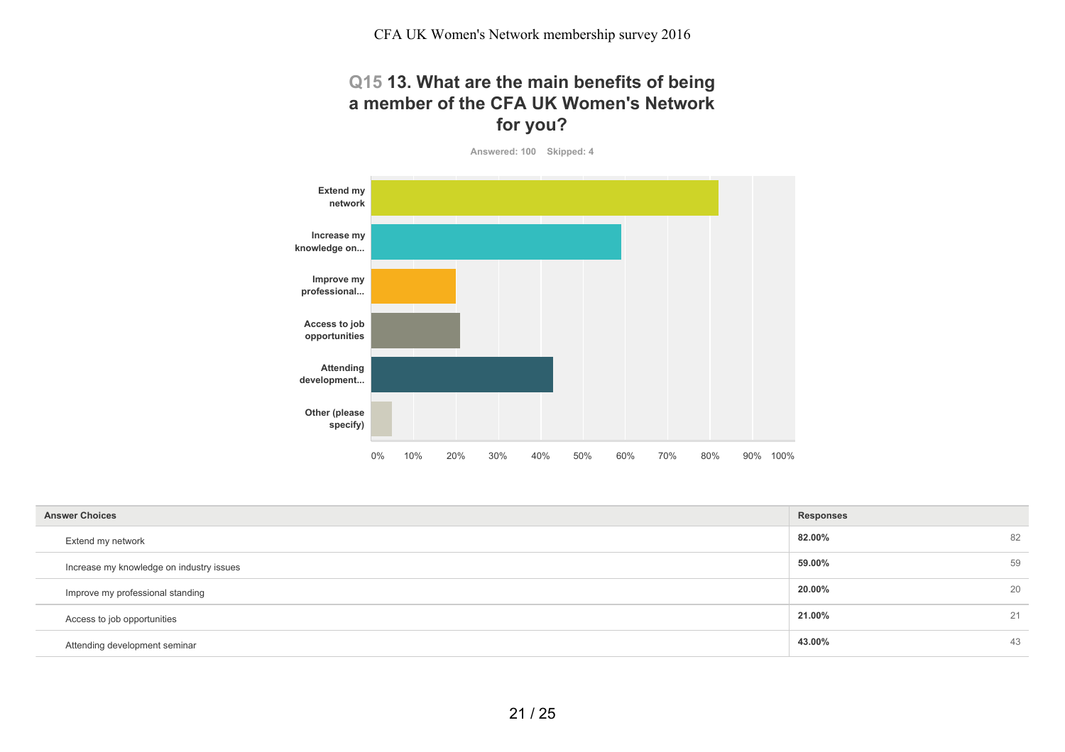CFA UK Women's Network membership survey 2016

## Q15 13. What are the main benefits of being a member of the CFA UK Women's Network for you?

Answered: 100 Skipped: 4

Extend my network

Increase my knowledge on...

Improve my professional...

Access to job opportunities

Attending development...

Other (please specify)

0% 10% 20% 30% 40% 50% 60% 70% 80% 90% 100%

| Answer Choices | Responses | |
|---|---|---|
| Extend my network | 82.00% | 82 |
| Increase my knowledge on industry issues | 59.00% | 59 |
| Improve my professional standing | 20.00% | 20 |
| Access to job opportunities | 21.00% | 21 |
| Attending development seminar | 43.00% | 43 |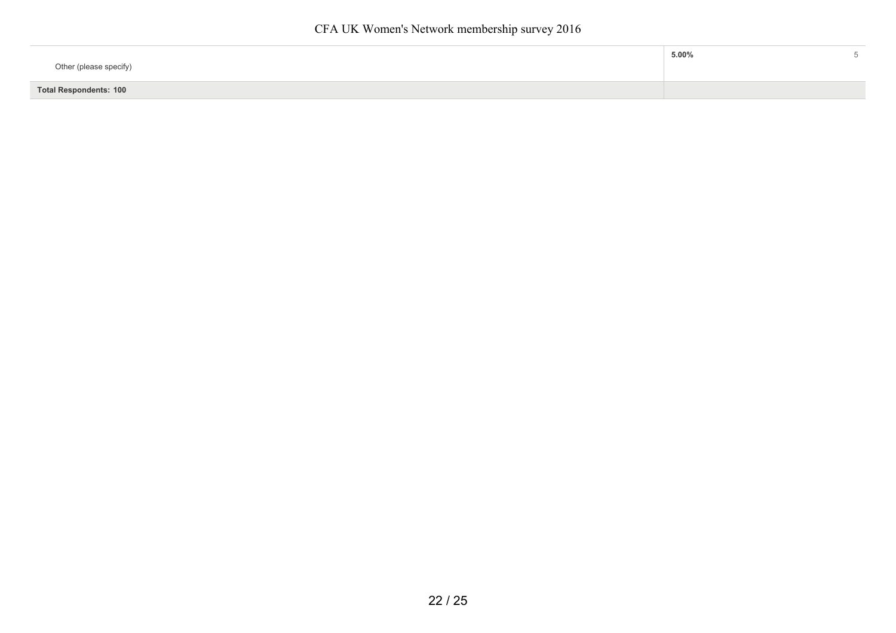| | | |
|---|---|---|
| Other (please specify) | 5.00% | 5 |
| **Total Respondents: 100** | | |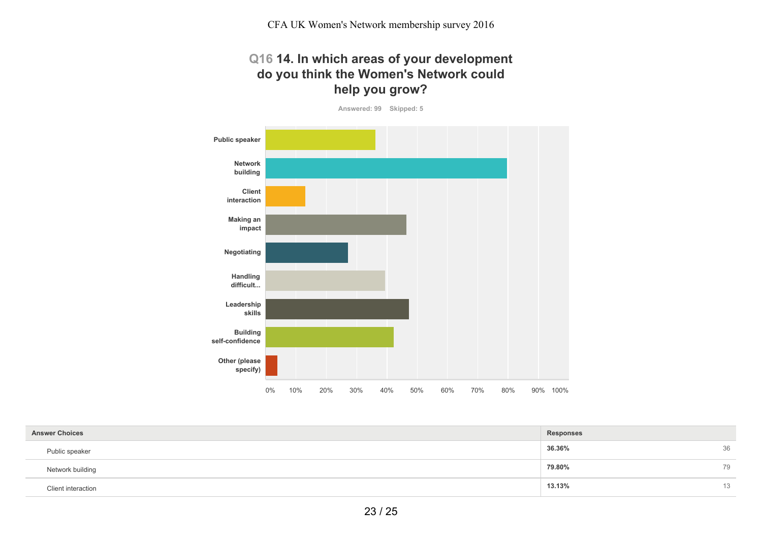# Q16 14. In which areas of your development do you think the Women's Network could help you grow?

Answered: 99 Skipped: 5

Public speaker

Network building

Client interaction

Making an impact

Negotiating

Handling difficult...

Leadership skills

Building self-confidence

Other (please specify)

0% 10% 20% 30% 40% 50% 60% 70% 80% 90% 100%

| Answer Choices | Responses | |
|---|---|---|
| Public speaker | **36.36%** | 36 |
| Network building | **79.80%** | 79 |
| Client interaction | **13.13%** | 13 |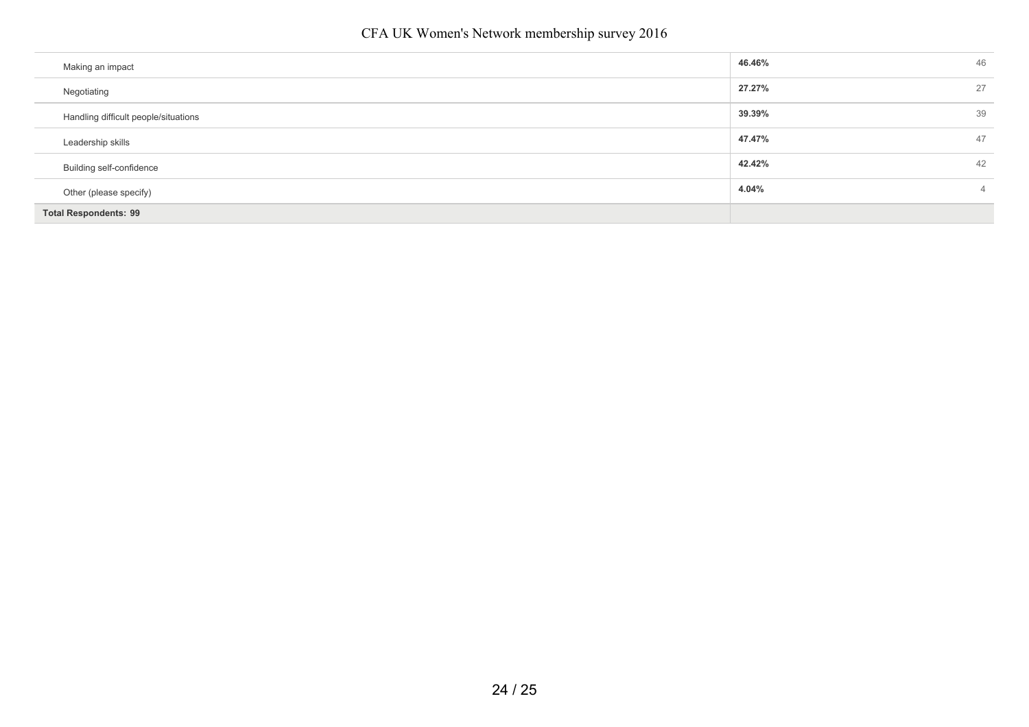| | | |
|---|---|---|
| Making an impact | **46.46%** | 46 |
| Negotiating | **27.27%** | 27 |
| Handling difficult people/situations | **39.39%** | 39 |
| Leadership skills | **47.47%** | 47 |
| Building self-confidence | **42.42%** | 42 |
| Other (please specify) | **4.04%** | 4 |
| **Total Respondents: 99** | | |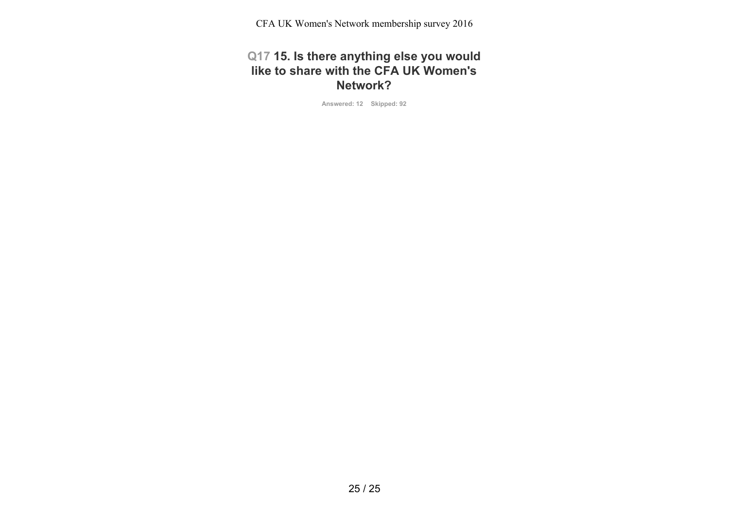## Q17 15. Is there anything else you would like to share with the CFA UK Women's Network?

Answered: 12 Skipped: 92